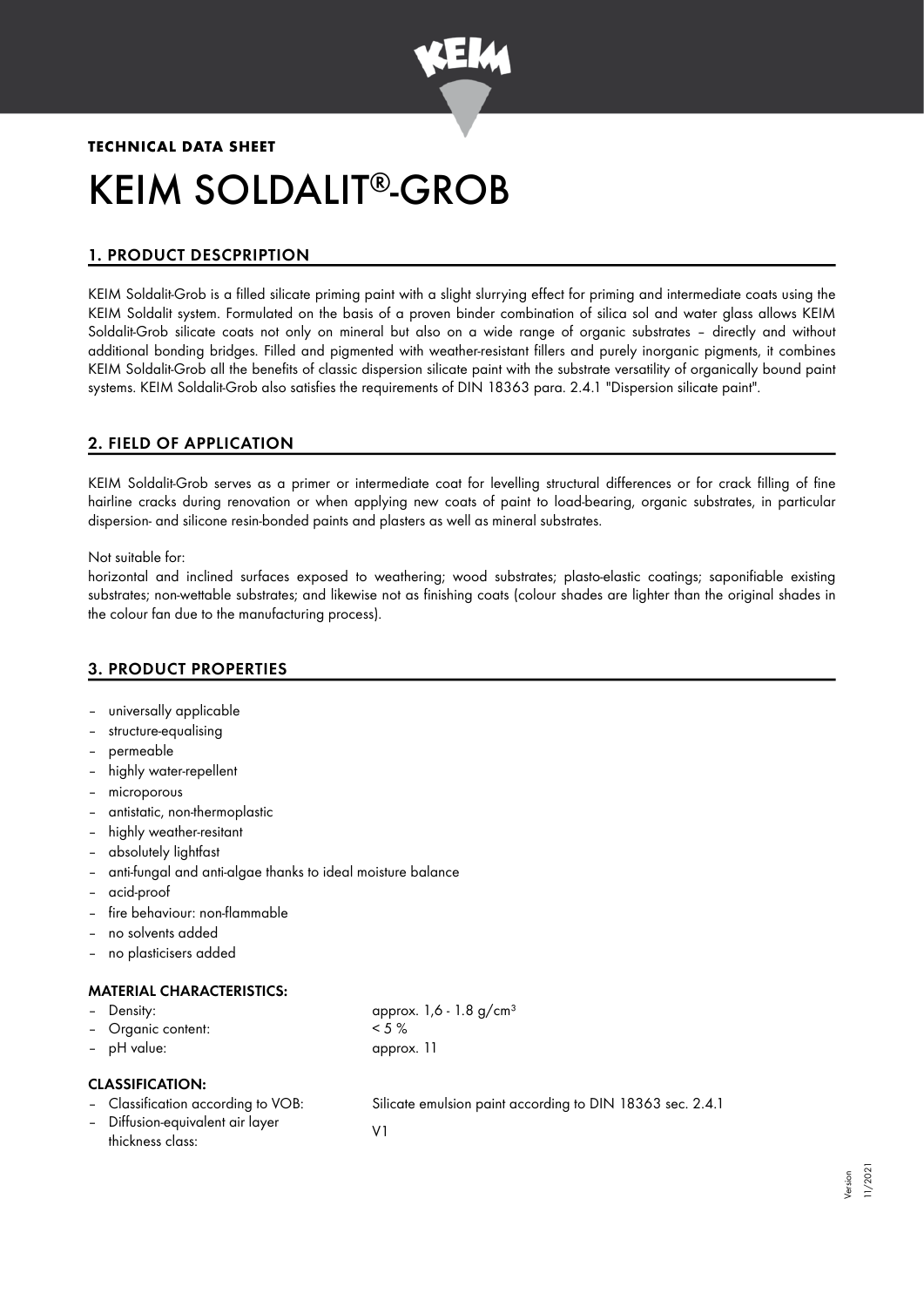**TECHNICAL DATA SHEET**

# KEIM SOLDALIT®-GROB

## 1. PRODUCT DESCPRIPTION

KEIM Soldalit-Grob is a filled silicate priming paint with a slight slurrying effect for priming and intermediate coats using the KEIM Soldalit system. Formulated on the basis of a proven binder combination of silica sol and water glass allows KEIM Soldalit-Grob silicate coats not only on mineral but also on a wide range of organic substrates – directly and without additional bonding bridges. Filled and pigmented with weather-resistant fillers and purely inorganic pigments, it combines KEIM Soldalit-Grob all the benefits of classic dispersion silicate paint with the substrate versatility of organically bound paint systems. KEIM Soldalit-Grob also satisfies the requirements of DIN 18363 para. 2.4.1 "Dispersion silicate paint".

## 2. FIELD OF APPLICATION

KEIM Soldalit-Grob serves as a primer or intermediate coat for levelling structural differences or for crack filling of fine hairline cracks during renovation or when applying new coats of paint to load-bearing, organic substrates, in particular dispersion- and silicone resin-bonded paints and plasters as well as mineral substrates.

Not suitable for:
horizontal and inclined surfaces exposed to weathering; wood substrates; plasto-elastic coatings; saponifiable existing substrates; non-wettable substrates; and likewise not as finishing coats (colour shades are lighter than the original shades in the colour fan due to the manufacturing process).

## 3. PRODUCT PROPERTIES

- universally applicable
- structure-equalising
- permeable
- highly water-repellent
- microporous
- antistatic, non-thermoplastic
- highly weather-resitant
- absolutely lightfast
- anti-fungal and anti-algae thanks to ideal moisture balance
- acid-proof
- fire behaviour: non-flammable
- no solvents added
- no plasticisers added

### MATERIAL CHARACTERISTICS:

- Density: approx. 1,6 - 1.8 g/cm³
- Organic content: < 5 %
- pH value: approx. 11

### CLASSIFICATION:

- Classification according to VOB: Silicate emulsion paint according to DIN 18363 sec. 2.4.1
- Diffusion-equivalent air layer thickness class: V1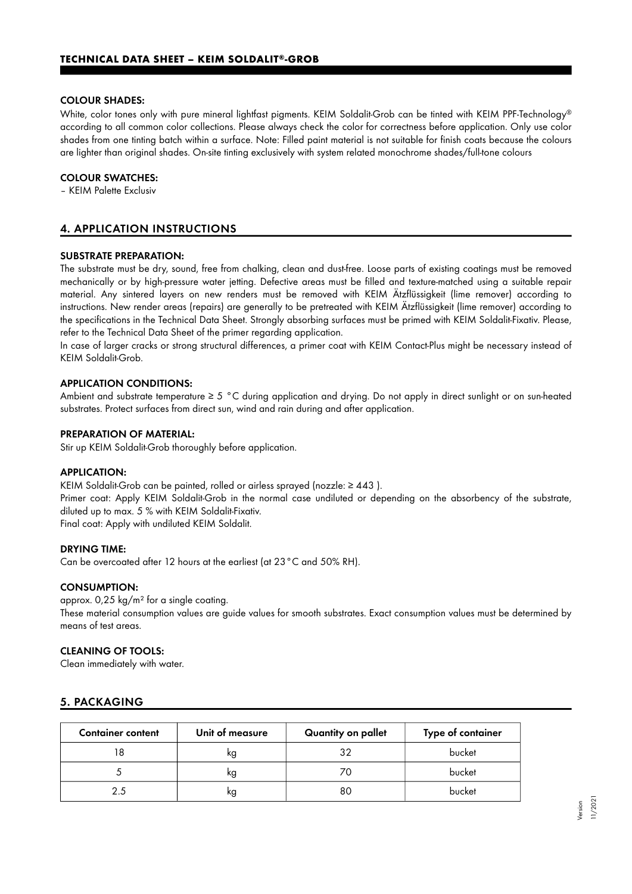### COLOUR SHADES:

White, color tones only with pure mineral lightfast pigments. KEIM Soldalit-Grob can be tinted with KEIM PPF-Technology® according to all common color collections. Please always check the color for correctness before application. Only use color shades from one tinting batch within a surface. Note: Filled paint material is not suitable for finish coats because the colours are lighter than original shades. On-site tinting exclusively with system related monochrome shades/full-tone colours

### COLOUR SWATCHES:

– KEIM Palette Exclusiv

## 4. APPLICATION INSTRUCTIONS

### SUBSTRATE PREPARATION:

The substrate must be dry, sound, free from chalking, clean and dust-free. Loose parts of existing coatings must be removed mechanically or by high-pressure water jetting. Defective areas must be filled and texture-matched using a suitable repair material. Any sintered layers on new renders must be removed with KEIM Ätzflüssigkeit (lime remover) according to instructions. New render areas (repairs) are generally to be pretreated with KEIM Ätzflüssigkeit (lime remover) according to the specifications in the Technical Data Sheet. Strongly absorbing surfaces must be primed with KEIM Soldalit-Fixativ. Please, refer to the Technical Data Sheet of the primer regarding application.

In case of larger cracks or strong structural differences, a primer coat with KEIM Contact-Plus might be necessary instead of KEIM Soldalit-Grob.

### APPLICATION CONDITIONS:

Ambient and substrate temperature ≥ 5 °C during application and drying. Do not apply in direct sunlight or on sun-heated substrates. Protect surfaces from direct sun, wind and rain during and after application.

### PREPARATION OF MATERIAL:

Stir up KEIM Soldalit-Grob thoroughly before application.

### APPLICATION:

KEIM Soldalit-Grob can be painted, rolled or airless sprayed (nozzle: ≥ 443 ).

Primer coat: Apply KEIM Soldalit-Grob in the normal case undiluted or depending on the absorbency of the substrate, diluted up to max. 5 % with KEIM Soldalit-Fixativ.

Final coat: Apply with undiluted KEIM Soldalit.

### DRYING TIME:

Can be overcoated after 12 hours at the earliest (at 23 °C and 50% RH).

### CONSUMPTION:

approx. 0,25 kg/m² for a single coating.

These material consumption values are guide values for smooth substrates. Exact consumption values must be determined by means of test areas.

### CLEANING OF TOOLS:

Clean immediately with water.

## 5. PACKAGING

| Container content | Unit of measure | Quantity on pallet | Type of container |
|---|---|---|---|
| 18 | kg | 32 | bucket |
| 5 | kg | 70 | bucket |
| 2.5 | kg | 80 | bucket |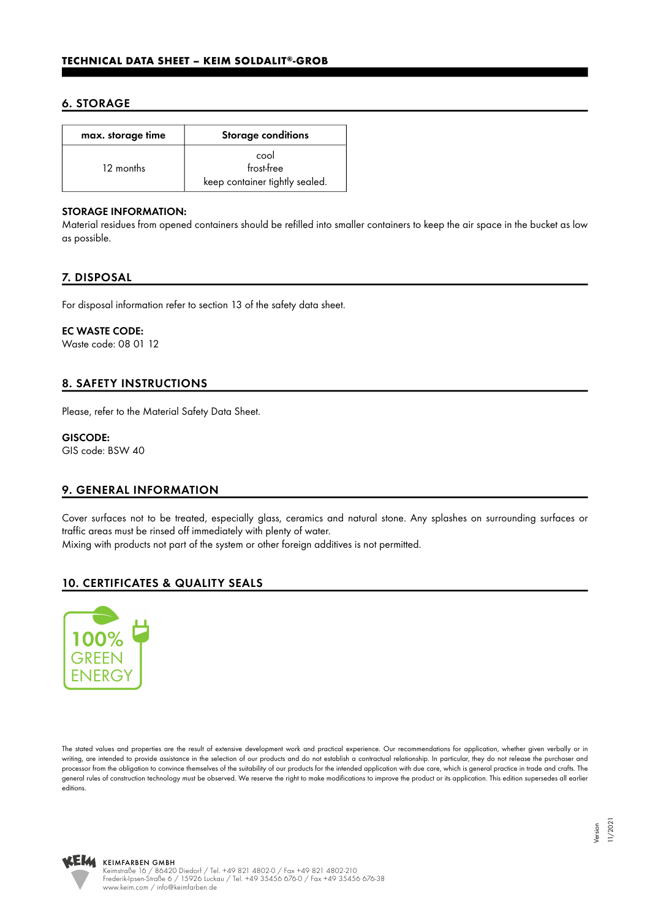## 6. STORAGE

| max. storage time | Storage conditions |
|---|---|
| 12 months | cool<br>frost-free<br>keep container tightly sealed. |

**STORAGE INFORMATION:**
Material residues from opened containers should be refilled into smaller containers to keep the air space in the bucket as low as possible.

## 7. DISPOSAL

For disposal information refer to section 13 of the safety data sheet.

**EC WASTE CODE:**
Waste code: 08 01 12

## 8. SAFETY INSTRUCTIONS

Please, refer to the Material Safety Data Sheet.

**GISCODE:**
GIS code: BSW 40

## 9. GENERAL INFORMATION

Cover surfaces not to be treated, especially glass, ceramics and natural stone. Any splashes on surrounding surfaces or traffic areas must be rinsed off immediately with plenty of water.
Mixing with products not part of the system or other foreign additives is not permitted.

## 10. CERTIFICATES & QUALITY SEALS

100% GREEN ENERGY

The stated values and properties are the result of extensive development work and practical experience. Our recommendations for application, whether given verbally or in writing, are intended to provide assistance in the selection of our products and do not establish a contractual relationship. In particular, they do not release the purchaser and processor from the obligation to convince themselves of the suitability of our products for the intended application with due care, which is general practice in trade and crafts. The general rules of construction technology must be observed. We reserve the right to make modifications to improve the product or its application. This edition supersedes all earlier editions.

Version 11/2021

KEIMFARBEN GMBH
Keimstraße 16 / 86420 Diedorf / Tel. +49 821 4802-0 / Fax +49 821 4802-210
Frederik-Ipsen-Straße 6 / 15926 Luckau / Tel. +49 35456 676-0 / Fax +49 35456 676-38
www.keim.com / info@keimfarben.de